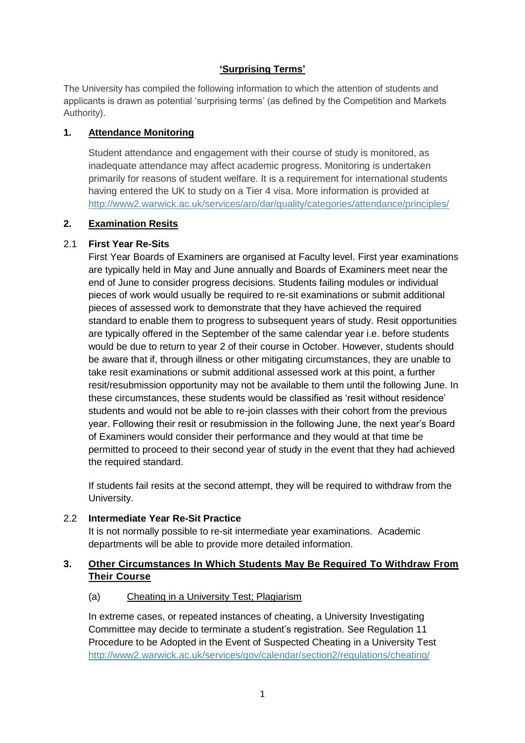# 'Surprising Terms'

The University has compiled the following information to which the attention of students and applicants is drawn as potential 'surprising terms' (as defined by the Competition and Markets Authority).

## 1. Attendance Monitoring

Student attendance and engagement with their course of study is monitored, as inadequate attendance may affect academic progress. Monitoring is undertaken primarily for reasons of student welfare. It is a requirement for international students having entered the UK to study on a Tier 4 visa. More information is provided at http://www2.warwick.ac.uk/services/aro/dar/quality/categories/attendance/principles/

## 2. Examination Resits

### 2.1 First Year Re-Sits

First Year Boards of Examiners are organised at Faculty level. First year examinations are typically held in May and June annually and Boards of Examiners meet near the end of June to consider progress decisions. Students failing modules or individual pieces of work would usually be required to re-sit examinations or submit additional pieces of assessed work to demonstrate that they have achieved the required standard to enable them to progress to subsequent years of study. Resit opportunities are typically offered in the September of the same calendar year i.e. before students would be due to return to year 2 of their course in October. However, students should be aware that if, through illness or other mitigating circumstances, they are unable to take resit examinations or submit additional assessed work at this point, a further resit/resubmission opportunity may not be available to them until the following June. In these circumstances, these students would be classified as 'resit without residence' students and would not be able to re-join classes with their cohort from the previous year. Following their resit or resubmission in the following June, the next year's Board of Examiners would consider their performance and they would at that time be permitted to proceed to their second year of study in the event that they had achieved the required standard.

If students fail resits at the second attempt, they will be required to withdraw from the University.

### 2.2 Intermediate Year Re-Sit Practice

It is not normally possible to re-sit intermediate year examinations. Academic departments will be able to provide more detailed information.

## 3. Other Circumstances In Which Students May Be Required To Withdraw From Their Course

### (a) Cheating in a University Test; Plagiarism

In extreme cases, or repeated instances of cheating, a University Investigating Committee may decide to terminate a student's registration. See Regulation 11 Procedure to be Adopted in the Event of Suspected Cheating in a University Test http://www2.warwick.ac.uk/services/gov/calendar/section2/regulations/cheating/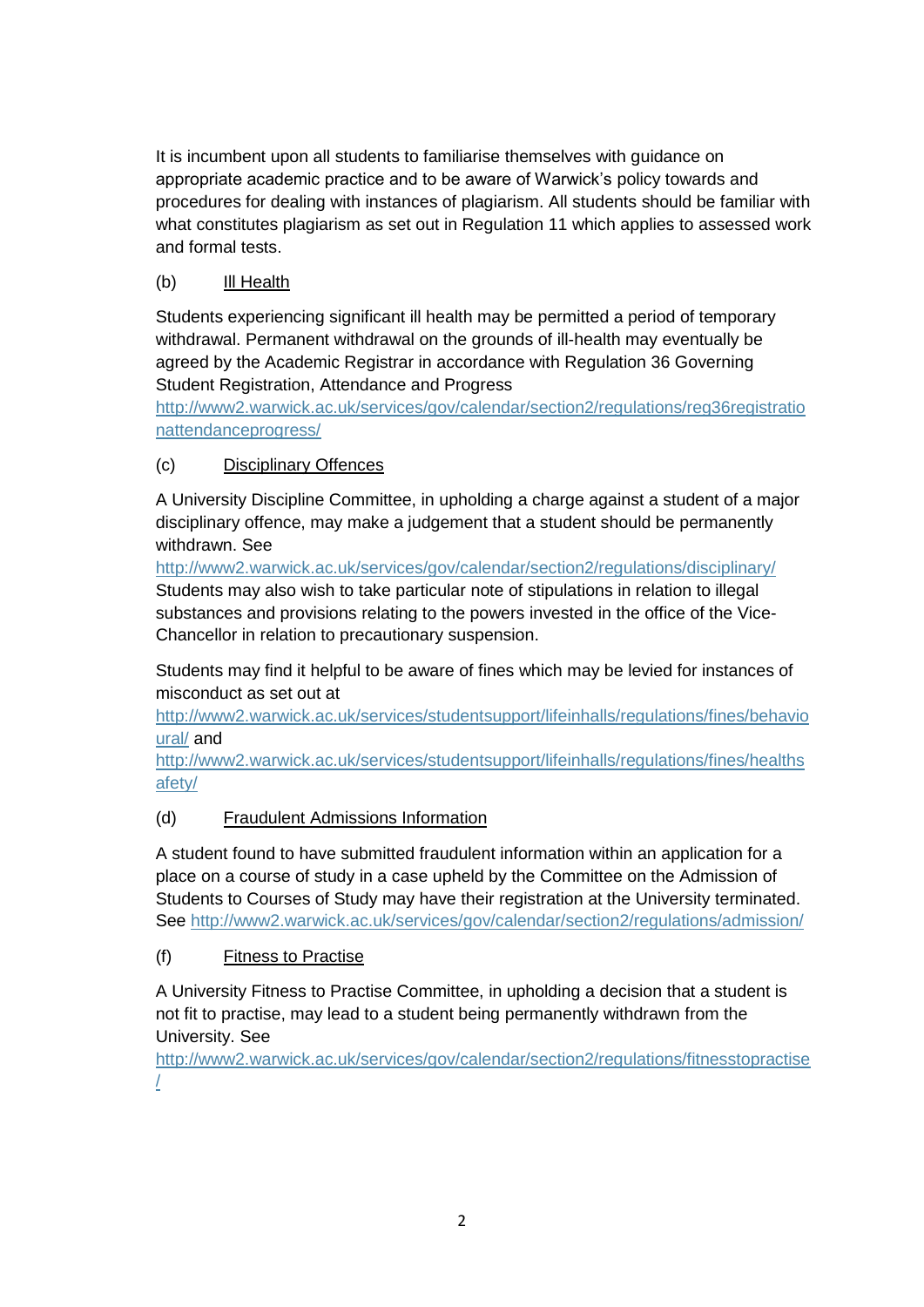It is incumbent upon all students to familiarise themselves with guidance on appropriate academic practice and to be aware of Warwick's policy towards and procedures for dealing with instances of plagiarism. All students should be familiar with what constitutes plagiarism as set out in Regulation 11 which applies to assessed work and formal tests.

(b) Ill Health

Students experiencing significant ill health may be permitted a period of temporary withdrawal. Permanent withdrawal on the grounds of ill-health may eventually be agreed by the Academic Registrar in accordance with Regulation 36 Governing Student Registration, Attendance and Progress http://www2.warwick.ac.uk/services/gov/calendar/section2/regulations/reg36registrationattendanceprogress/

(c) Disciplinary Offences

A University Discipline Committee, in upholding a charge against a student of a major disciplinary offence, may make a judgement that a student should be permanently withdrawn. See http://www2.warwick.ac.uk/services/gov/calendar/section2/regulations/disciplinary/ Students may also wish to take particular note of stipulations in relation to illegal substances and provisions relating to the powers invested in the office of the Vice-Chancellor in relation to precautionary suspension.

Students may find it helpful to be aware of fines which may be levied for instances of misconduct as set out at http://www2.warwick.ac.uk/services/studentsupport/lifeinhalls/regulations/fines/behavioural/ and http://www2.warwick.ac.uk/services/studentsupport/lifeinhalls/regulations/fines/healthsafety/

(d) Fraudulent Admissions Information

A student found to have submitted fraudulent information within an application for a place on a course of study in a case upheld by the Committee on the Admission of Students to Courses of Study may have their registration at the University terminated. See http://www2.warwick.ac.uk/services/gov/calendar/section2/regulations/admission/

(f) Fitness to Practise

A University Fitness to Practise Committee, in upholding a decision that a student is not fit to practise, may lead to a student being permanently withdrawn from the University. See http://www2.warwick.ac.uk/services/gov/calendar/section2/regulations/fitnesstopractise/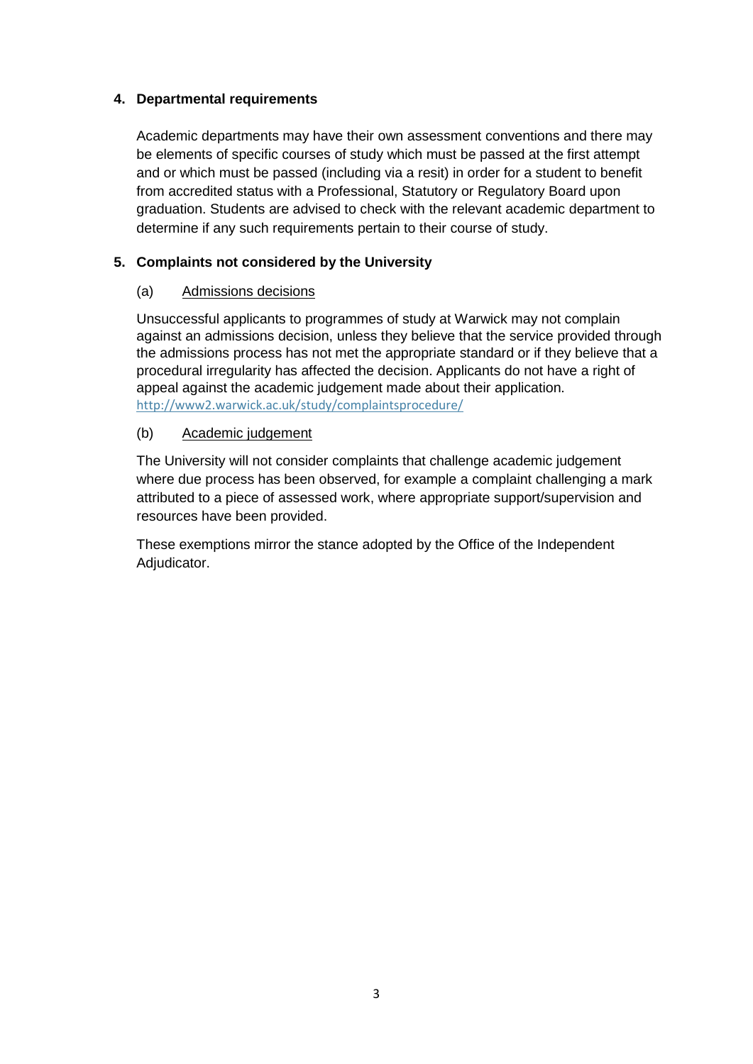## 4. Departmental requirements

Academic departments may have their own assessment conventions and there may be elements of specific courses of study which must be passed at the first attempt and or which must be passed (including via a resit) in order for a student to benefit from accredited status with a Professional, Statutory or Regulatory Board upon graduation. Students are advised to check with the relevant academic department to determine if any such requirements pertain to their course of study.

## 5. Complaints not considered by the University

(a) Admissions decisions

Unsuccessful applicants to programmes of study at Warwick may not complain against an admissions decision, unless they believe that the service provided through the admissions process has not met the appropriate standard or if they believe that a procedural irregularity has affected the decision. Applicants do not have a right of appeal against the academic judgement made about their application. http://www2.warwick.ac.uk/study/complaintsprocedure/

(b) Academic judgement

The University will not consider complaints that challenge academic judgement where due process has been observed, for example a complaint challenging a mark attributed to a piece of assessed work, where appropriate support/supervision and resources have been provided.

These exemptions mirror the stance adopted by the Office of the Independent Adjudicator.